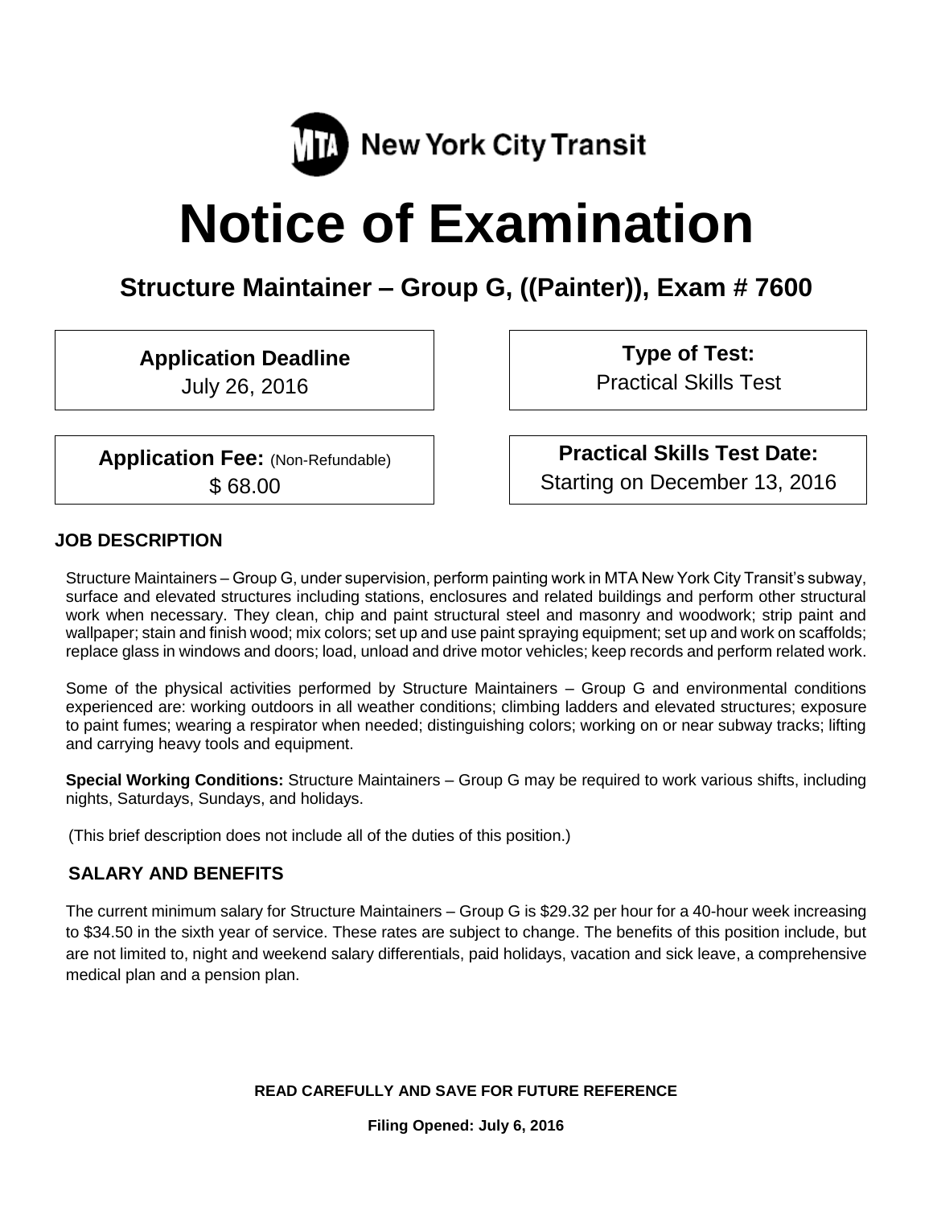MTA New York City Transit

# Notice of Examination

## Structure Maintainer – Group G, ((Painter)), Exam # 7600

**Application Deadline**
July 26, 2016

**Type of Test:**
Practical Skills Test

**Application Fee:** (Non-Refundable)
$ 68.00

**Practical Skills Test Date:**
Starting on December 13, 2016

### JOB DESCRIPTION

Structure Maintainers – Group G, under supervision, perform painting work in MTA New York City Transit's subway, surface and elevated structures including stations, enclosures and related buildings and perform other structural work when necessary. They clean, chip and paint structural steel and masonry and woodwork; strip paint and wallpaper; stain and finish wood; mix colors; set up and use paint spraying equipment; set up and work on scaffolds; replace glass in windows and doors; load, unload and drive motor vehicles; keep records and perform related work.

Some of the physical activities performed by Structure Maintainers – Group G and environmental conditions experienced are: working outdoors in all weather conditions; climbing ladders and elevated structures; exposure to paint fumes; wearing a respirator when needed; distinguishing colors; working on or near subway tracks; lifting and carrying heavy tools and equipment.

**Special Working Conditions:** Structure Maintainers – Group G may be required to work various shifts, including nights, Saturdays, Sundays, and holidays.

(This brief description does not include all of the duties of this position.)

### SALARY AND BENEFITS

The current minimum salary for Structure Maintainers – Group G is $29.32 per hour for a 40-hour week increasing to $34.50 in the sixth year of service. These rates are subject to change. The benefits of this position include, but are not limited to, night and weekend salary differentials, paid holidays, vacation and sick leave, a comprehensive medical plan and a pension plan.

**READ CAREFULLY AND SAVE FOR FUTURE REFERENCE**

**Filing Opened: July 6, 2016**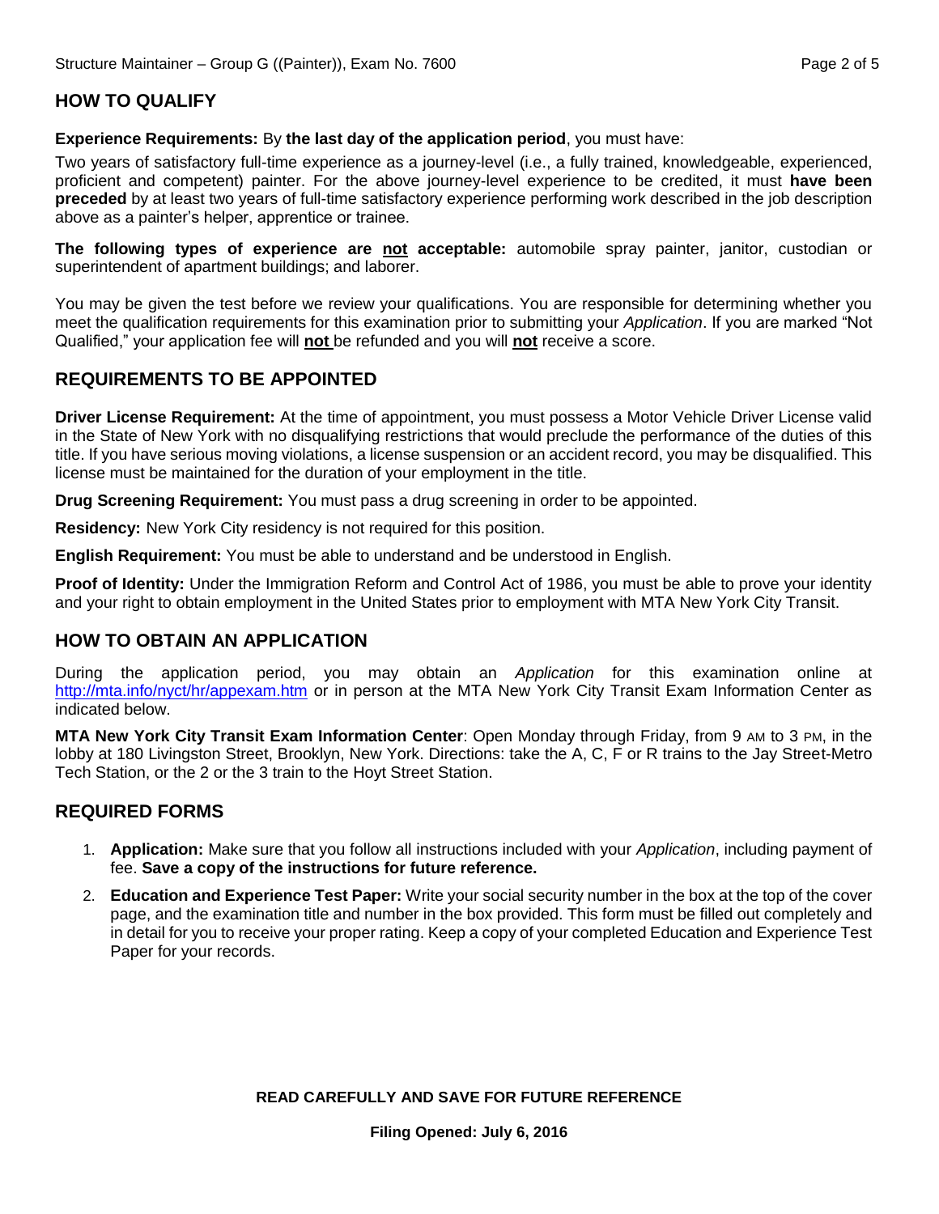## HOW TO QUALIFY

**Experience Requirements:** By **the last day of the application period**, you must have:

Two years of satisfactory full-time experience as a journey-level (i.e., a fully trained, knowledgeable, experienced, proficient and competent) painter. For the above journey-level experience to be credited, it must **have been preceded** by at least two years of full-time satisfactory experience performing work described in the job description above as a painter's helper, apprentice or trainee.

**The following types of experience are not acceptable:** automobile spray painter, janitor, custodian or superintendent of apartment buildings; and laborer.

You may be given the test before we review your qualifications. You are responsible for determining whether you meet the qualification requirements for this examination prior to submitting your *Application*. If you are marked "Not Qualified," your application fee will **not** be refunded and you will **not** receive a score.

## REQUIREMENTS TO BE APPOINTED

**Driver License Requirement:** At the time of appointment, you must possess a Motor Vehicle Driver License valid in the State of New York with no disqualifying restrictions that would preclude the performance of the duties of this title. If you have serious moving violations, a license suspension or an accident record, you may be disqualified. This license must be maintained for the duration of your employment in the title.

**Drug Screening Requirement:** You must pass a drug screening in order to be appointed.

**Residency:** New York City residency is not required for this position.

**English Requirement:** You must be able to understand and be understood in English.

**Proof of Identity:** Under the Immigration Reform and Control Act of 1986, you must be able to prove your identity and your right to obtain employment in the United States prior to employment with MTA New York City Transit.

## HOW TO OBTAIN AN APPLICATION

During the application period, you may obtain an *Application* for this examination online at http://mta.info/nyct/hr/appexam.htm or in person at the MTA New York City Transit Exam Information Center as indicated below.

**MTA New York City Transit Exam Information Center**: Open Monday through Friday, from 9 AM to 3 PM, in the lobby at 180 Livingston Street, Brooklyn, New York. Directions: take the A, C, F or R trains to the Jay Street-Metro Tech Station, or the 2 or the 3 train to the Hoyt Street Station.

## REQUIRED FORMS

1. **Application:** Make sure that you follow all instructions included with your *Application*, including payment of fee. **Save a copy of the instructions for future reference.**
2. **Education and Experience Test Paper:** Write your social security number in the box at the top of the cover page, and the examination title and number in the box provided. This form must be filled out completely and in detail for you to receive your proper rating. Keep a copy of your completed Education and Experience Test Paper for your records.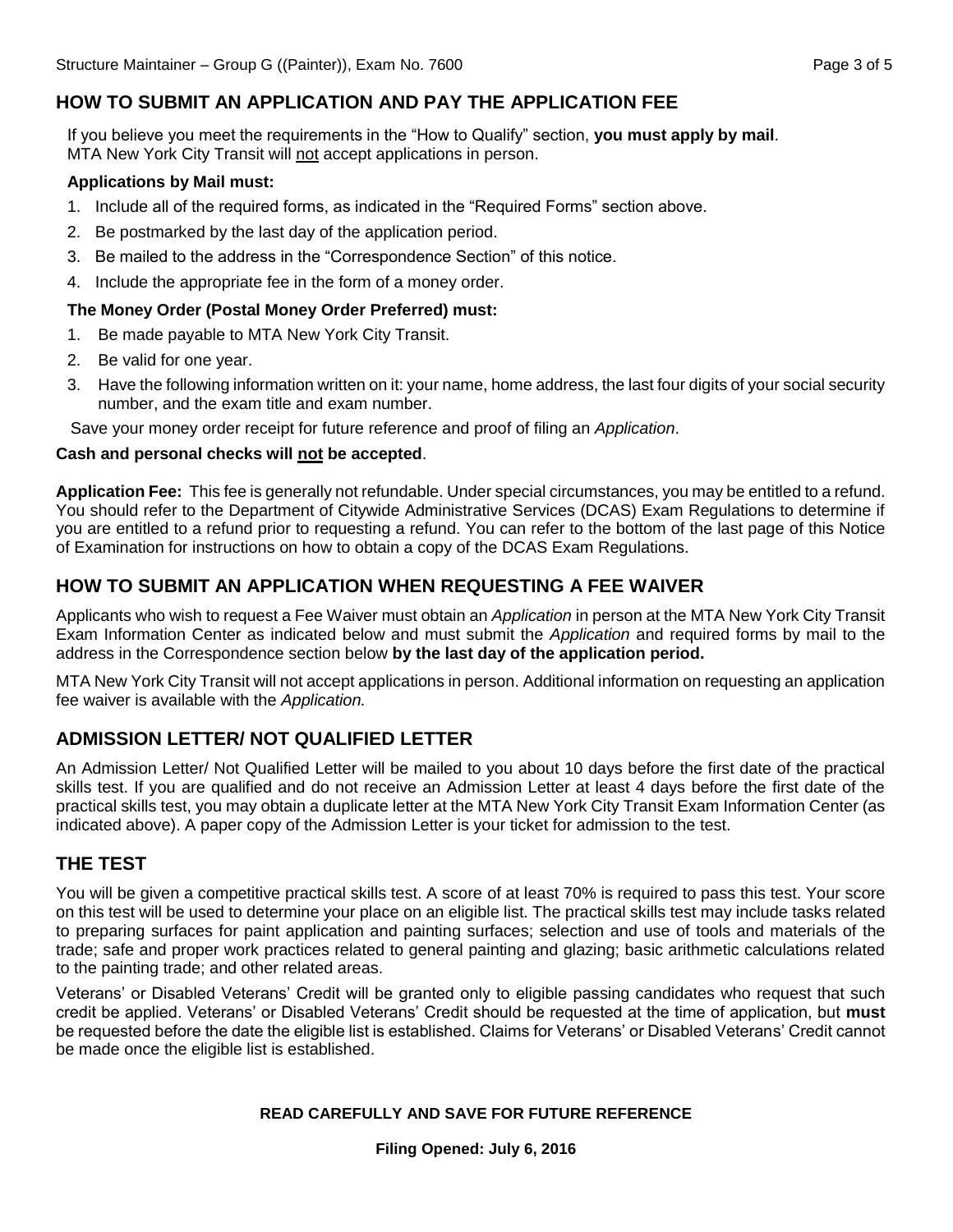## HOW TO SUBMIT AN APPLICATION AND PAY THE APPLICATION FEE

If you believe you meet the requirements in the "How to Qualify" section, **you must apply by mail**. MTA New York City Transit will not accept applications in person.

**Applications by Mail must:**

1. Include all of the required forms, as indicated in the "Required Forms" section above.
2. Be postmarked by the last day of the application period.
3. Be mailed to the address in the "Correspondence Section" of this notice.
4. Include the appropriate fee in the form of a money order.

**The Money Order (Postal Money Order Preferred) must:**

1. Be made payable to MTA New York City Transit.
2. Be valid for one year.
3. Have the following information written on it: your name, home address, the last four digits of your social security number, and the exam title and exam number.

Save your money order receipt for future reference and proof of filing an *Application*.

**Cash and personal checks will not be accepted**.

**Application Fee:** This fee is generally not refundable. Under special circumstances, you may be entitled to a refund. You should refer to the Department of Citywide Administrative Services (DCAS) Exam Regulations to determine if you are entitled to a refund prior to requesting a refund. You can refer to the bottom of the last page of this Notice of Examination for instructions on how to obtain a copy of the DCAS Exam Regulations.

## HOW TO SUBMIT AN APPLICATION WHEN REQUESTING A FEE WAIVER

Applicants who wish to request a Fee Waiver must obtain an *Application* in person at the MTA New York City Transit Exam Information Center as indicated below and must submit the *Application* and required forms by mail to the address in the Correspondence section below **by the last day of the application period.**

MTA New York City Transit will not accept applications in person. Additional information on requesting an application fee waiver is available with the *Application.*

## ADMISSION LETTER/ NOT QUALIFIED LETTER

An Admission Letter/ Not Qualified Letter will be mailed to you about 10 days before the first date of the practical skills test. If you are qualified and do not receive an Admission Letter at least 4 days before the first date of the practical skills test, you may obtain a duplicate letter at the MTA New York City Transit Exam Information Center (as indicated above). A paper copy of the Admission Letter is your ticket for admission to the test.

## THE TEST

You will be given a competitive practical skills test. A score of at least 70% is required to pass this test. Your score on this test will be used to determine your place on an eligible list. The practical skills test may include tasks related to preparing surfaces for paint application and painting surfaces; selection and use of tools and materials of the trade; safe and proper work practices related to general painting and glazing; basic arithmetic calculations related to the painting trade; and other related areas.

Veterans' or Disabled Veterans' Credit will be granted only to eligible passing candidates who request that such credit be applied. Veterans' or Disabled Veterans' Credit should be requested at the time of application, but **must** be requested before the date the eligible list is established. Claims for Veterans' or Disabled Veterans' Credit cannot be made once the eligible list is established.

**READ CAREFULLY AND SAVE FOR FUTURE REFERENCE**

**Filing Opened: July 6, 2016**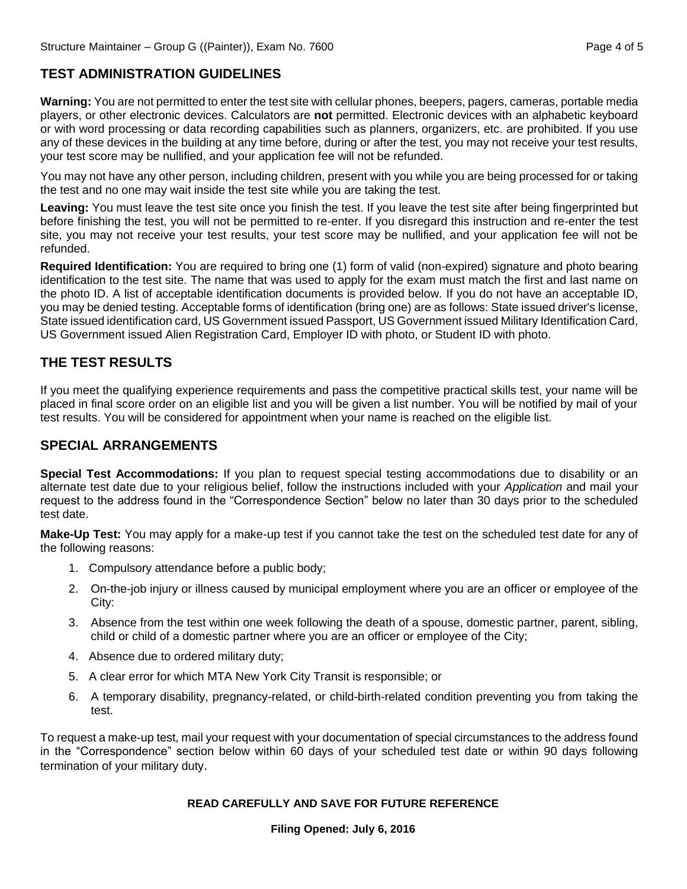## TEST ADMINISTRATION GUIDELINES

**Warning:** You are not permitted to enter the test site with cellular phones, beepers, pagers, cameras, portable media players, or other electronic devices. Calculators are **not** permitted. Electronic devices with an alphabetic keyboard or with word processing or data recording capabilities such as planners, organizers, etc. are prohibited. If you use any of these devices in the building at any time before, during or after the test, you may not receive your test results, your test score may be nullified, and your application fee will not be refunded.

You may not have any other person, including children, present with you while you are being processed for or taking the test and no one may wait inside the test site while you are taking the test.

**Leaving:** You must leave the test site once you finish the test. If you leave the test site after being fingerprinted but before finishing the test, you will not be permitted to re-enter. If you disregard this instruction and re-enter the test site, you may not receive your test results, your test score may be nullified, and your application fee will not be refunded.

**Required Identification:** You are required to bring one (1) form of valid (non-expired) signature and photo bearing identification to the test site. The name that was used to apply for the exam must match the first and last name on the photo ID. A list of acceptable identification documents is provided below. If you do not have an acceptable ID, you may be denied testing. Acceptable forms of identification (bring one) are as follows: State issued driver's license, State issued identification card, US Government issued Passport, US Government issued Military Identification Card, US Government issued Alien Registration Card, Employer ID with photo, or Student ID with photo.

## THE TEST RESULTS

If you meet the qualifying experience requirements and pass the competitive practical skills test, your name will be placed in final score order on an eligible list and you will be given a list number. You will be notified by mail of your test results. You will be considered for appointment when your name is reached on the eligible list.

## SPECIAL ARRANGEMENTS

**Special Test Accommodations:** If you plan to request special testing accommodations due to disability or an alternate test date due to your religious belief, follow the instructions included with your *Application* and mail your request to the address found in the "Correspondence Section" below no later than 30 days prior to the scheduled test date.

**Make-Up Test:** You may apply for a make-up test if you cannot take the test on the scheduled test date for any of the following reasons:

1. Compulsory attendance before a public body;
2. On-the-job injury or illness caused by municipal employment where you are an officer or employee of the City:
3. Absence from the test within one week following the death of a spouse, domestic partner, parent, sibling, child or child of a domestic partner where you are an officer or employee of the City;
4. Absence due to ordered military duty;
5. A clear error for which MTA New York City Transit is responsible; or
6. A temporary disability, pregnancy-related, or child-birth-related condition preventing you from taking the test.

To request a make-up test, mail your request with your documentation of special circumstances to the address found in the "Correspondence" section below within 60 days of your scheduled test date or within 90 days following termination of your military duty.

**READ CAREFULLY AND SAVE FOR FUTURE REFERENCE**

**Filing Opened: July 6, 2016**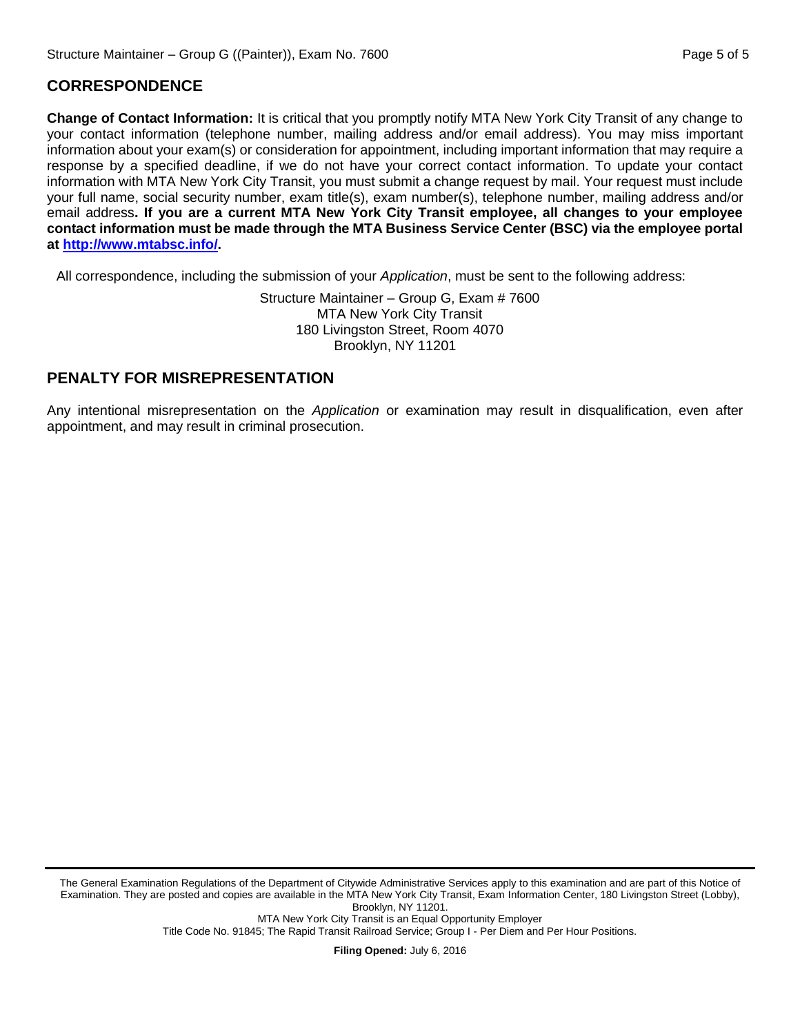## CORRESPONDENCE

**Change of Contact Information:** It is critical that you promptly notify MTA New York City Transit of any change to your contact information (telephone number, mailing address and/or email address). You may miss important information about your exam(s) or consideration for appointment, including important information that may require a response by a specified deadline, if we do not have your correct contact information. To update your contact information with MTA New York City Transit, you must submit a change request by mail. Your request must include your full name, social security number, exam title(s), exam number(s), telephone number, mailing address and/or email address**. If you are a current MTA New York City Transit employee, all changes to your employee contact information must be made through the MTA Business Service Center (BSC) via the employee portal at [http://www.mtabsc.info/](http://www.mtabsc.info/).**

All correspondence, including the submission of your *Application*, must be sent to the following address:

Structure Maintainer – Group G, Exam # 7600
MTA New York City Transit
180 Livingston Street, Room 4070
Brooklyn, NY 11201

## PENALTY FOR MISREPRESENTATION

Any intentional misrepresentation on the *Application* or examination may result in disqualification, even after appointment, and may result in criminal prosecution.

---

The General Examination Regulations of the Department of Citywide Administrative Services apply to this examination and are part of this Notice of Examination. They are posted and copies are available in the MTA New York City Transit, Exam Information Center, 180 Livingston Street (Lobby), Brooklyn, NY 11201.
MTA New York City Transit is an Equal Opportunity Employer
Title Code No. 91845; The Rapid Transit Railroad Service; Group I - Per Diem and Per Hour Positions.

**Filing Opened:** July 6, 2016